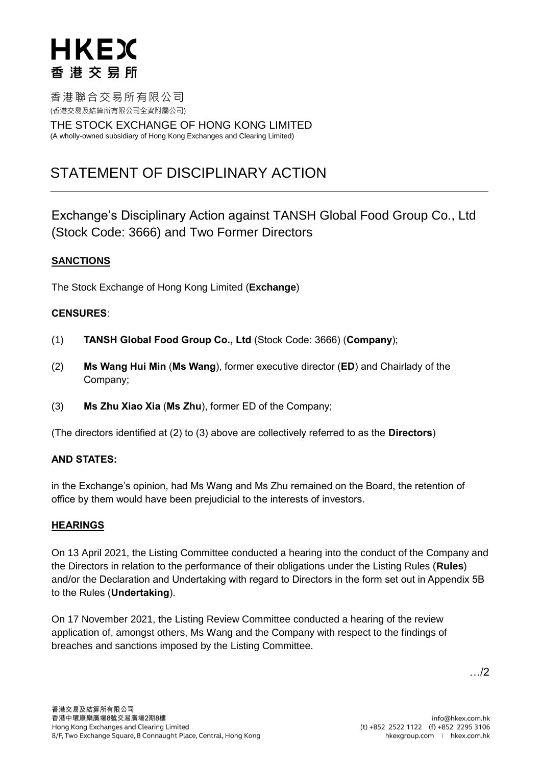# HKEX
香港交易所

香港聯合交易所有限公司
(香港交易及結算所有限公司全資附屬公司)

THE STOCK EXCHANGE OF HONG KONG LIMITED
(A wholly-owned subsidiary of Hong Kong Exchanges and Clearing Limited)

# STATEMENT OF DISCIPLINARY ACTION

## Exchange's Disciplinary Action against TANSH Global Food Group Co., Ltd (Stock Code: 3666) and Two Former Directors

### SANCTIONS

The Stock Exchange of Hong Kong Limited (**Exchange**)

**CENSURES**:

(1) **TANSH Global Food Group Co., Ltd** (Stock Code: 3666) (**Company**);

(2) **Ms Wang Hui Min** (**Ms Wang**), former executive director (**ED**) and Chairlady of the Company;

(3) **Ms Zhu Xiao Xia** (**Ms Zhu**), former ED of the Company;

(The directors identified at (2) to (3) above are collectively referred to as the **Directors**)

**AND STATES:**

in the Exchange's opinion, had Ms Wang and Ms Zhu remained on the Board, the retention of office by them would have been prejudicial to the interests of investors.

### HEARINGS

On 13 April 2021, the Listing Committee conducted a hearing into the conduct of the Company and the Directors in relation to the performance of their obligations under the Listing Rules (**Rules**) and/or the Declaration and Undertaking with regard to Directors in the form set out in Appendix 5B to the Rules (**Undertaking**).

On 17 November 2021, the Listing Review Committee conducted a hearing of the review application of, amongst others, Ms Wang and the Company with respect to the findings of breaches and sanctions imposed by the Listing Committee.

…/2

香港交易及結算所有限公司
香港中環康樂廣場8號交易廣場2期8樓
Hong Kong Exchanges and Clearing Limited
8/F, Two Exchange Square, 8 Connaught Place, Central, Hong Kong

info@hkex.com.hk
(t) +852 2522 1122 (f) +852 2295 3106
hkexgroup.com | hkex.com.hk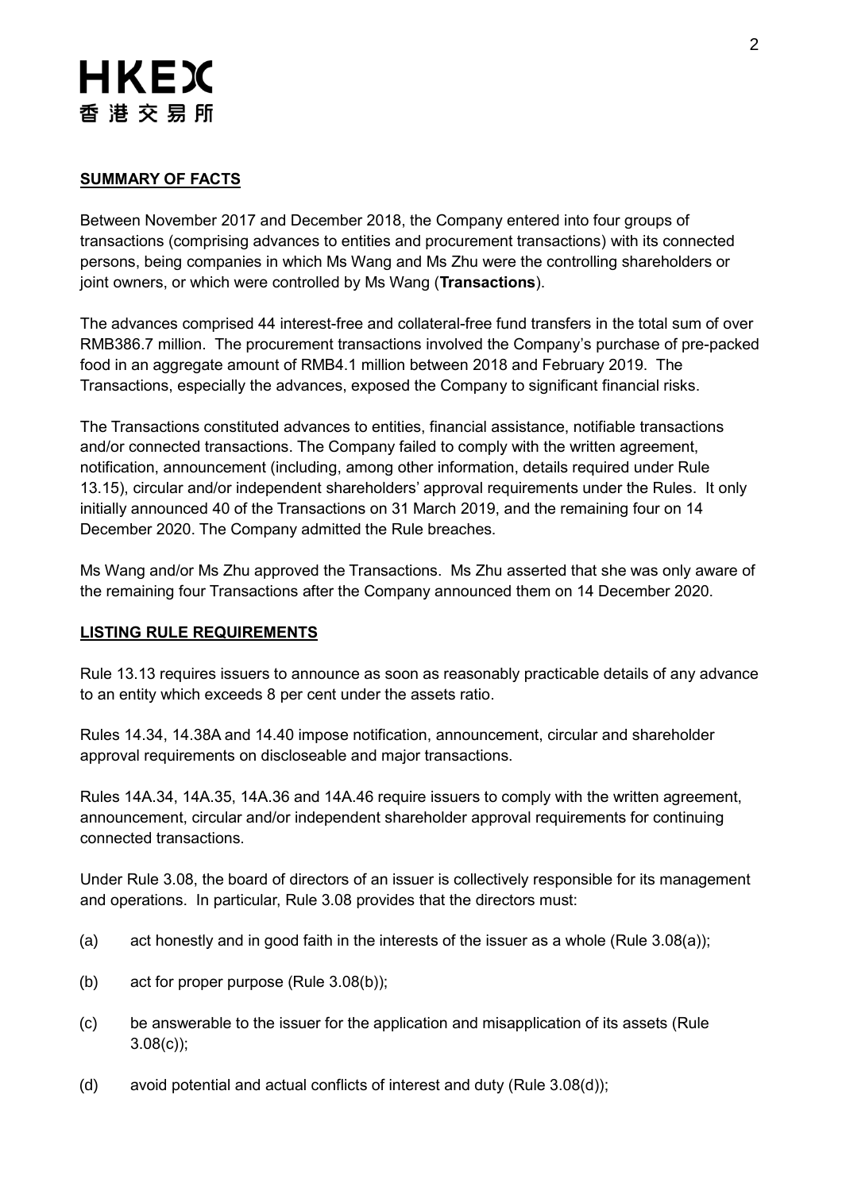## SUMMARY OF FACTS

Between November 2017 and December 2018, the Company entered into four groups of transactions (comprising advances to entities and procurement transactions) with its connected persons, being companies in which Ms Wang and Ms Zhu were the controlling shareholders or joint owners, or which were controlled by Ms Wang (**Transactions**).

The advances comprised 44 interest-free and collateral-free fund transfers in the total sum of over RMB386.7 million. The procurement transactions involved the Company's purchase of pre-packed food in an aggregate amount of RMB4.1 million between 2018 and February 2019. The Transactions, especially the advances, exposed the Company to significant financial risks.

The Transactions constituted advances to entities, financial assistance, notifiable transactions and/or connected transactions. The Company failed to comply with the written agreement, notification, announcement (including, among other information, details required under Rule 13.15), circular and/or independent shareholders' approval requirements under the Rules. It only initially announced 40 of the Transactions on 31 March 2019, and the remaining four on 14 December 2020. The Company admitted the Rule breaches.

Ms Wang and/or Ms Zhu approved the Transactions. Ms Zhu asserted that she was only aware of the remaining four Transactions after the Company announced them on 14 December 2020.

## LISTING RULE REQUIREMENTS

Rule 13.13 requires issuers to announce as soon as reasonably practicable details of any advance to an entity which exceeds 8 per cent under the assets ratio.

Rules 14.34, 14.38A and 14.40 impose notification, announcement, circular and shareholder approval requirements on discloseable and major transactions.

Rules 14A.34, 14A.35, 14A.36 and 14A.46 require issuers to comply with the written agreement, announcement, circular and/or independent shareholder approval requirements for continuing connected transactions.

Under Rule 3.08, the board of directors of an issuer is collectively responsible for its management and operations. In particular, Rule 3.08 provides that the directors must:

(a) act honestly and in good faith in the interests of the issuer as a whole (Rule 3.08(a));

(b) act for proper purpose (Rule 3.08(b));

(c) be answerable to the issuer for the application and misapplication of its assets (Rule 3.08(c));

(d) avoid potential and actual conflicts of interest and duty (Rule 3.08(d));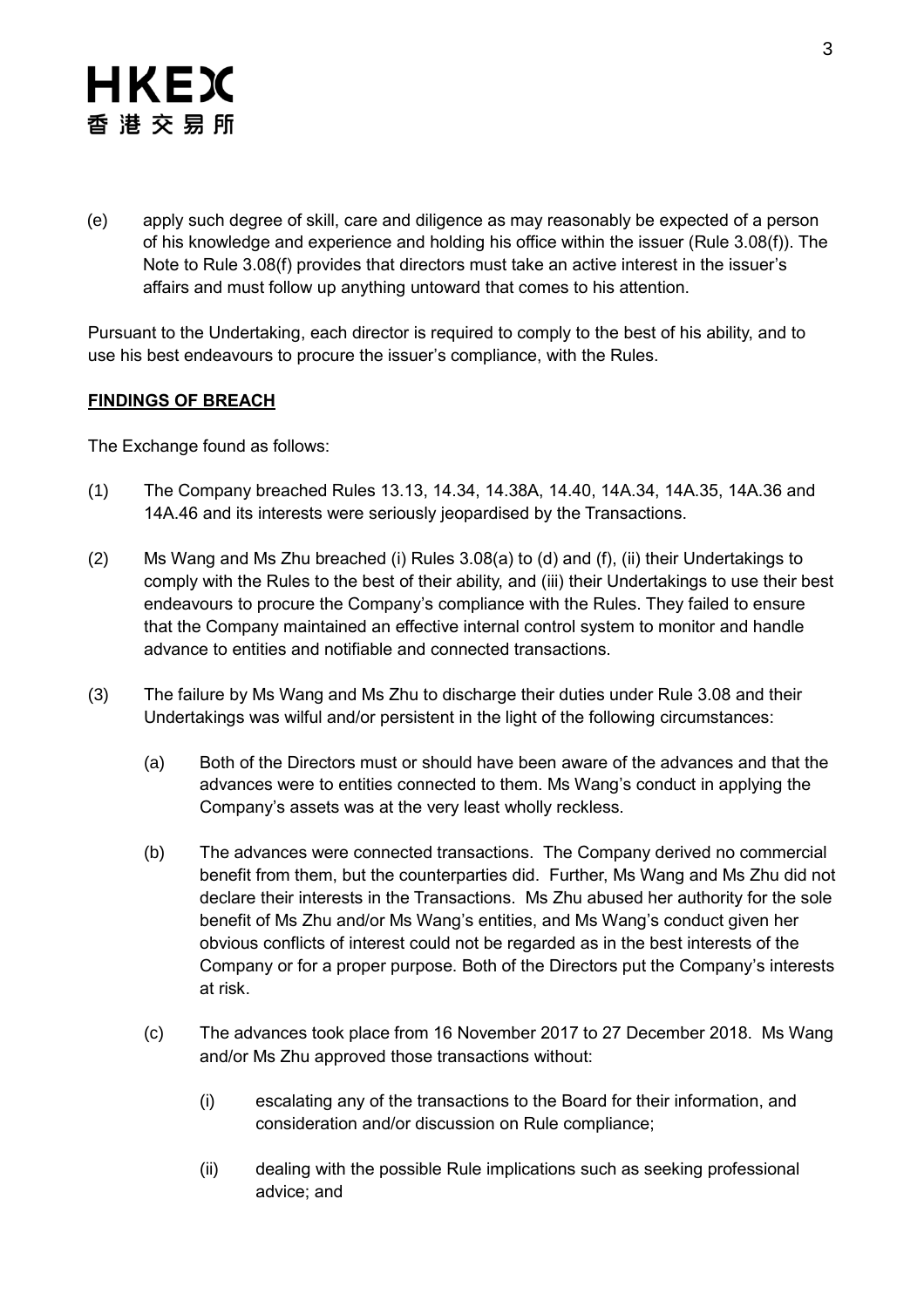(e) apply such degree of skill, care and diligence as may reasonably be expected of a person of his knowledge and experience and holding his office within the issuer (Rule 3.08(f)). The Note to Rule 3.08(f) provides that directors must take an active interest in the issuer's affairs and must follow up anything untoward that comes to his attention.

Pursuant to the Undertaking, each director is required to comply to the best of his ability, and to use his best endeavours to procure the issuer's compliance, with the Rules.

**FINDINGS OF BREACH**

The Exchange found as follows:

(1) The Company breached Rules 13.13, 14.34, 14.38A, 14.40, 14A.34, 14A.35, 14A.36 and 14A.46 and its interests were seriously jeopardised by the Transactions.

(2) Ms Wang and Ms Zhu breached (i) Rules 3.08(a) to (d) and (f), (ii) their Undertakings to comply with the Rules to the best of their ability, and (iii) their Undertakings to use their best endeavours to procure the Company's compliance with the Rules. They failed to ensure that the Company maintained an effective internal control system to monitor and handle advance to entities and notifiable and connected transactions.

(3) The failure by Ms Wang and Ms Zhu to discharge their duties under Rule 3.08 and their Undertakings was wilful and/or persistent in the light of the following circumstances:

    (a) Both of the Directors must or should have been aware of the advances and that the advances were to entities connected to them. Ms Wang's conduct in applying the Company's assets was at the very least wholly reckless.

    (b) The advances were connected transactions. The Company derived no commercial benefit from them, but the counterparties did. Further, Ms Wang and Ms Zhu did not declare their interests in the Transactions. Ms Zhu abused her authority for the sole benefit of Ms Zhu and/or Ms Wang's entities, and Ms Wang's conduct given her obvious conflicts of interest could not be regarded as in the best interests of the Company or for a proper purpose. Both of the Directors put the Company's interests at risk.

    (c) The advances took place from 16 November 2017 to 27 December 2018. Ms Wang and/or Ms Zhu approved those transactions without:

        (i) escalating any of the transactions to the Board for their information, and consideration and/or discussion on Rule compliance;

        (ii) dealing with the possible Rule implications such as seeking professional advice; and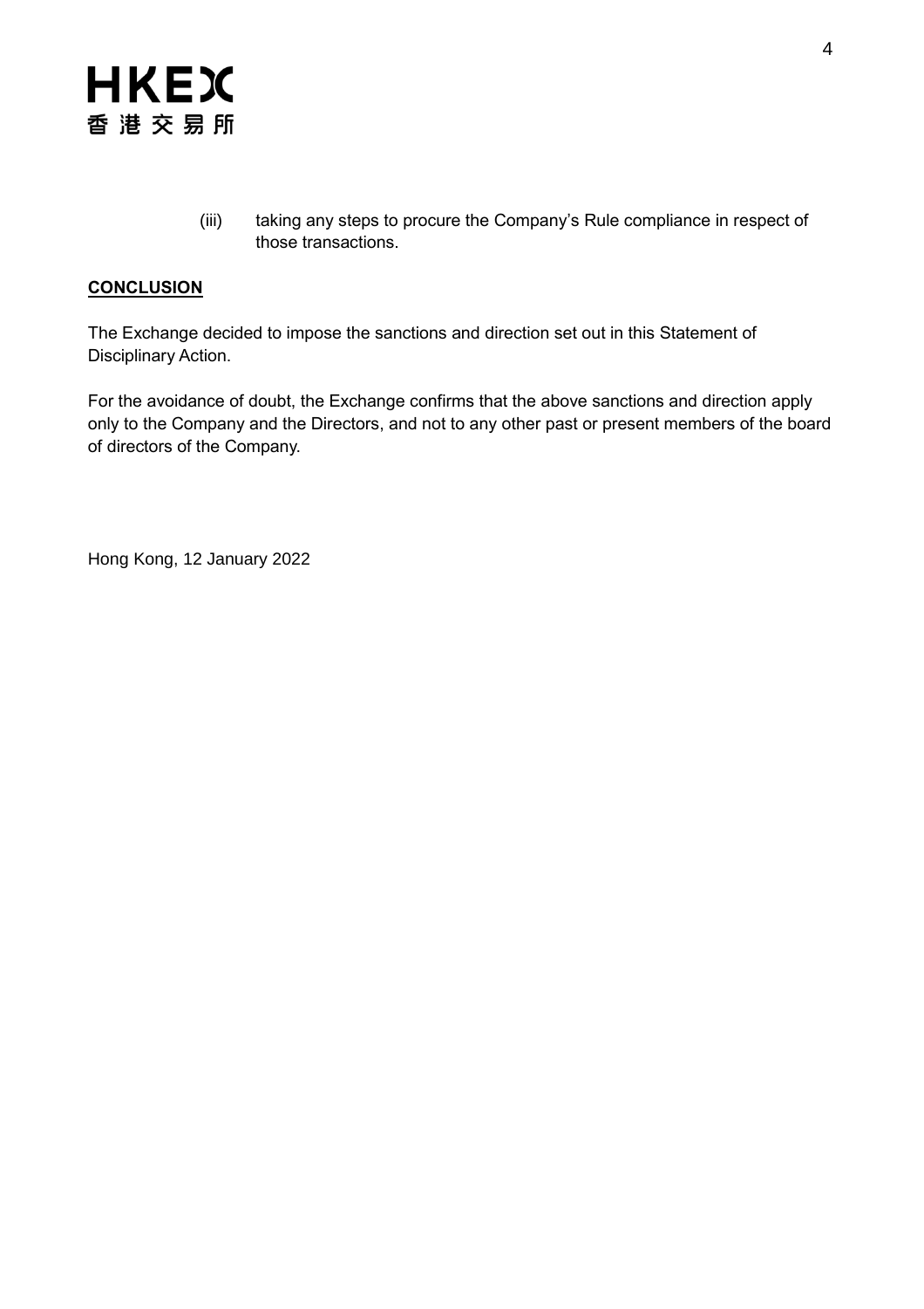(iii) taking any steps to procure the Company's Rule compliance in respect of those transactions.

## CONCLUSION

The Exchange decided to impose the sanctions and direction set out in this Statement of Disciplinary Action.

For the avoidance of doubt, the Exchange confirms that the above sanctions and direction apply only to the Company and the Directors, and not to any other past or present members of the board of directors of the Company.

Hong Kong, 12 January 2022